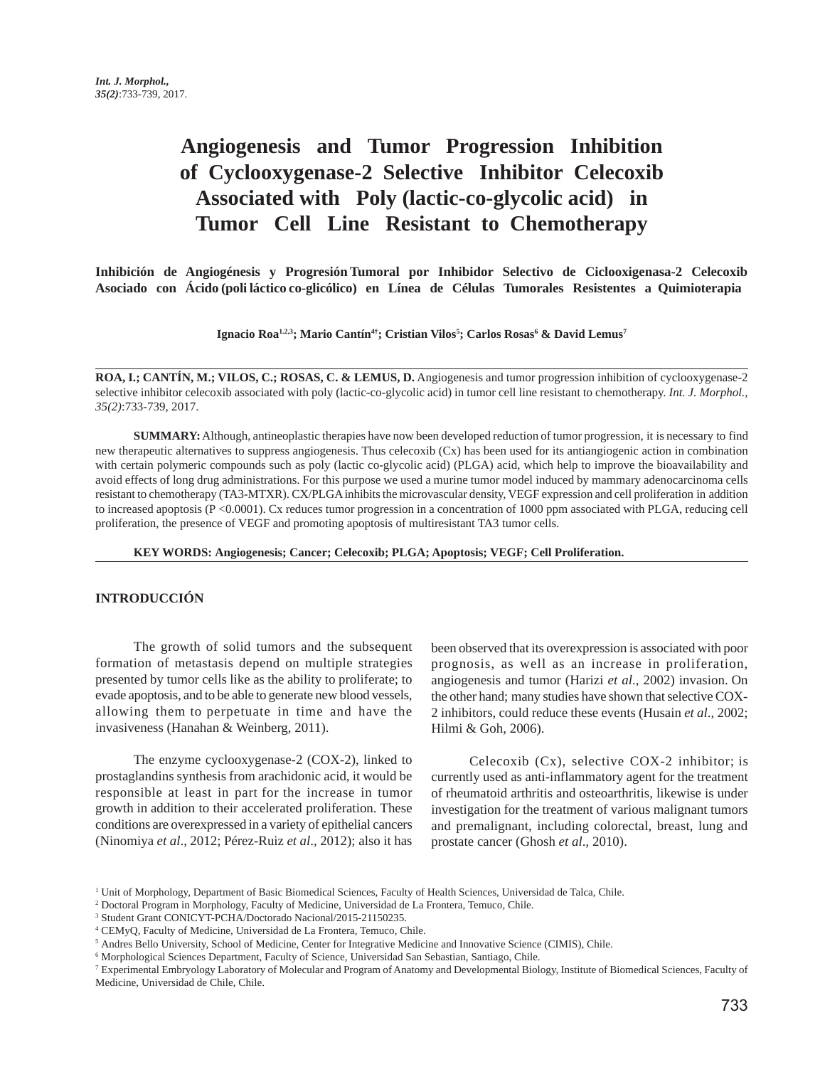# Angiogenesis and Tumor Progression Inhibition of Cyclooxygenase-2 Selective Inhibitor Celecoxib Associated with Poly (lactic-co-glycolic acid) in Tumor Cell Line Resistant to Chemotherapy

**Inhibición de Angiogénesis y Progresión Tumoral por Inhibidor Selectivo de Ciclooxigenasa-2 Celecoxib Asociado con Ácido (poli láctico co-glicólico) en Línea de Células Tumorales Resistentes a Quimioterapia**

**Ignacio Roa[1,2,3]; Mario Cantín[4†]; Cristian Vilos[5]; Carlos Rosas[6] & David Lemus[7]**

**ROA, I.; CANTÍN, M.; VILOS, C.; ROSAS, C. & LEMUS, D.** Angiogenesis and tumor progression inhibition of cyclooxygenase-2 selective inhibitor celecoxib associated with poly (lactic-co-glycolic acid) in tumor cell line resistant to chemotherapy. *Int. J. Morphol., 35(2)*:733-739, 2017.

**SUMMARY:** Although, antineoplastic therapies have now been developed reduction of tumor progression, it is necessary to find new therapeutic alternatives to suppress angiogenesis. Thus celecoxib (Cx) has been used for its antiangiogenic action in combination with certain polymeric compounds such as poly (lactic co-glycolic acid) (PLGA) acid, which help to improve the bioavailability and avoid effects of long drug administrations. For this purpose we used a murine tumor model induced by mammary adenocarcinoma cells resistant to chemotherapy (TA3-MTXR). CX/PLGA inhibits the microvascular density, VEGF expression and cell proliferation in addition to increased apoptosis ($P < 0.0001$). Cx reduces tumor progression in a concentration of 1000 ppm associated with PLGA, reducing cell proliferation, the presence of VEGF and promoting apoptosis of multiresistant TA3 tumor cells.

**KEY WORDS: Angiogenesis; Cancer; Celecoxib; PLGA; Apoptosis; VEGF; Cell Proliferation.**

## INTRODUCCIÓN

The growth of solid tumors and the subsequent formation of metastasis depend on multiple strategies presented by tumor cells like as the ability to proliferate; to evade apoptosis, and to be able to generate new blood vessels, allowing them to perpetuate in time and have the invasiveness (Hanahan & Weinberg, 2011).

The enzyme cyclooxygenase-2 (COX-2), linked to prostaglandins synthesis from arachidonic acid, it would be responsible at least in part for the increase in tumor growth in addition to their accelerated proliferation. These conditions are overexpressed in a variety of epithelial cancers (Ninomiya *et al*., 2012; Pérez-Ruiz *et al*., 2012); also it has been observed that its overexpression is associated with poor prognosis, as well as an increase in proliferation, angiogenesis and tumor (Harizi *et al*., 2002) invasion. On the other hand; many studies have shown that selective COX-2 inhibitors, could reduce these events (Husain *et al*., 2002; Hilmi & Goh, 2006).

Celecoxib (Cx), selective COX-2 inhibitor; is currently used as anti-inflammatory agent for the treatment of rheumatoid arthritis and osteoarthritis, likewise is under investigation for the treatment of various malignant tumors and premalignant, including colorectal, breast, lung and prostate cancer (Ghosh *et al*., 2010).

---

[1] Unit of Morphology, Department of Basic Biomedical Sciences, Faculty of Health Sciences, Universidad de Talca, Chile.
[2] Doctoral Program in Morphology, Faculty of Medicine, Universidad de La Frontera, Temuco, Chile.
[3] Student Grant CONICYT-PCHA/Doctorado Nacional/2015-21150235.
[4] CEMyQ, Faculty of Medicine, Universidad de La Frontera, Temuco, Chile.
[5] Andres Bello University, School of Medicine, Center for Integrative Medicine and Innovative Science (CIMIS), Chile.
[6] Morphological Sciences Department, Faculty of Science, Universidad San Sebastian, Santiago, Chile.
[7] Experimental Embryology Laboratory of Molecular and Program of Anatomy and Developmental Biology, Institute of Biomedical Sciences, Faculty of Medicine, Universidad de Chile, Chile.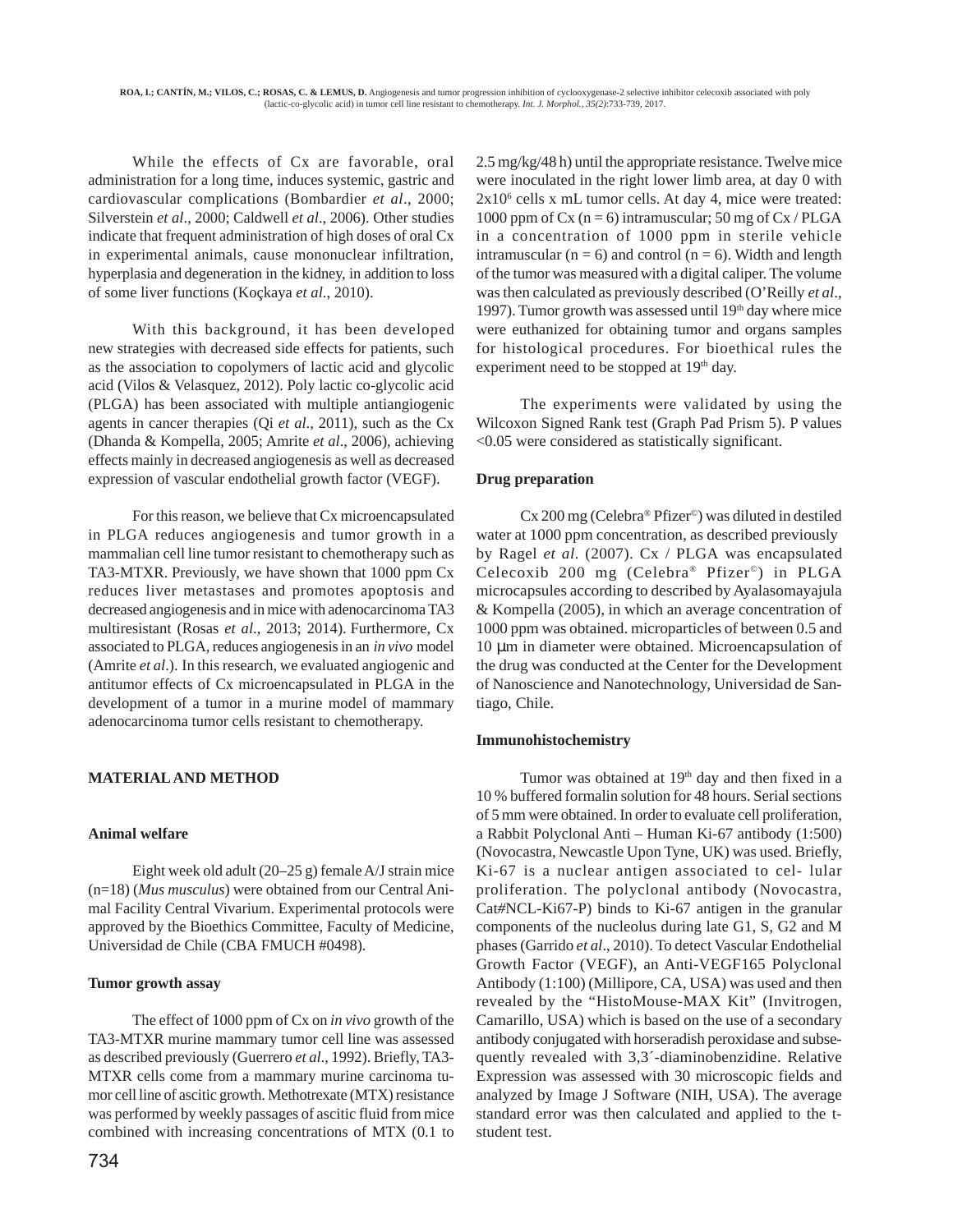While the effects of Cx are favorable, oral administration for a long time, induces systemic, gastric and cardiovascular complications (Bombardier *et al*., 2000; Silverstein *et al*., 2000; Caldwell *et al*., 2006). Other studies indicate that frequent administration of high doses of oral Cx in experimental animals, cause mononuclear infiltration, hyperplasia and degeneration in the kidney, in addition to loss of some liver functions (Koçkaya *et al*., 2010).

With this background, it has been developed new strategies with decreased side effects for patients, such as the association to copolymers of lactic acid and glycolic acid (Vilos & Velasquez, 2012). Poly lactic co-glycolic acid (PLGA) has been associated with multiple antiangiogenic agents in cancer therapies (Qi *et al*., 2011), such as the Cx (Dhanda & Kompella, 2005; Amrite *et al*., 2006), achieving effects mainly in decreased angiogenesis as well as decreased expression of vascular endothelial growth factor (VEGF).

For this reason, we believe that Cx microencapsulated in PLGA reduces angiogenesis and tumor growth in a mammalian cell line tumor resistant to chemotherapy such as TA3-MTXR. Previously, we have shown that 1000 ppm Cx reduces liver metastases and promotes apoptosis and decreased angiogenesis and in mice with adenocarcinoma TA3 multiresistant (Rosas *et al*., 2013; 2014). Furthermore, Cx associated to PLGA, reduces angiogenesis in an *in vivo* model (Amrite *et al*.). In this research, we evaluated angiogenic and antitumor effects of Cx microencapsulated in PLGA in the development of a tumor in a murine model of mammary adenocarcinoma tumor cells resistant to chemotherapy.

## MATERIAL AND METHOD

### Animal welfare

Eight week old adult (20–25 g) female A/J strain mice (n=18) (*Mus musculus*) were obtained from our Central Animal Facility Central Vivarium. Experimental protocols were approved by the Bioethics Committee, Faculty of Medicine, Universidad de Chile (CBA FMUCH #0498).

### Tumor growth assay

The effect of 1000 ppm of Cx on *in vivo* growth of the TA3-MTXR murine mammary tumor cell line was assessed as described previously (Guerrero *et al*., 1992). Briefly, TA3-MTXR cells come from a mammary murine carcinoma tumor cell line of ascitic growth. Methotrexate (MTX) resistance was performed by weekly passages of ascitic fluid from mice combined with increasing concentrations of MTX (0.1 to 2.5 mg/kg/48 h) until the appropriate resistance. Twelve mice were inoculated in the right lower limb area, at day 0 with $2x10^6$ cells x mL tumor cells. At day 4, mice were treated: 1000 ppm of Cx (n = 6) intramuscular; 50 mg of Cx / PLGA in a concentration of 1000 ppm in sterile vehicle intramuscular (n = 6) and control (n = 6). Width and length of the tumor was measured with a digital caliper. The volume was then calculated as previously described (O'Reilly *et al*., 1997). Tumor growth was assessed until 19th day where mice were euthanized for obtaining tumor and organs samples for histological procedures. For bioethical rules the experiment need to be stopped at 19th day.

The experiments were validated by using the Wilcoxon Signed Rank test (Graph Pad Prism 5). P values <0.05 were considered as statistically significant.

### Drug preparation

Cx 200 mg (Celebra® Pfizer©) was diluted in destiled water at 1000 ppm concentration, as described previously by Ragel *et al*. (2007). Cx / PLGA was encapsulated Celecoxib 200 mg (Celebra® Pfizer©) in PLGA microcapsules according to described by Ayalasomayajula & Kompella (2005), in which an average concentration of 1000 ppm was obtained. microparticles of between 0.5 and 10 µm in diameter were obtained. Microencapsulation of the drug was conducted at the Center for the Development of Nanoscience and Nanotechnology, Universidad de Santiago, Chile.

### Immunohistochemistry

Tumor was obtained at 19th day and then fixed in a 10 % buffered formalin solution for 48 hours. Serial sections of 5 mm were obtained. In order to evaluate cell proliferation, a Rabbit Polyclonal Anti – Human Ki-67 antibody (1:500) (Novocastra, Newcastle Upon Tyne, UK) was used. Briefly, Ki-67 is a nuclear antigen associated to cel- lular proliferation. The polyclonal antibody (Novocastra, Cat#NCL-Ki67-P) binds to Ki-67 antigen in the granular components of the nucleolus during late G1, S, G2 and M phases (Garrido *et al*., 2010). To detect Vascular Endothelial Growth Factor (VEGF), an Anti-VEGF165 Polyclonal Antibody (1:100) (Millipore, CA, USA) was used and then revealed by the "HistoMouse-MAX Kit" (Invitrogen, Camarillo, USA) which is based on the use of a secondary antibody conjugated with horseradish peroxidase and subsequently revealed with 3,3´-diaminobenzidine. Relative Expression was assessed with 30 microscopic fields and analyzed by Image J Software (NIH, USA). The average standard error was then calculated and applied to the t-student test.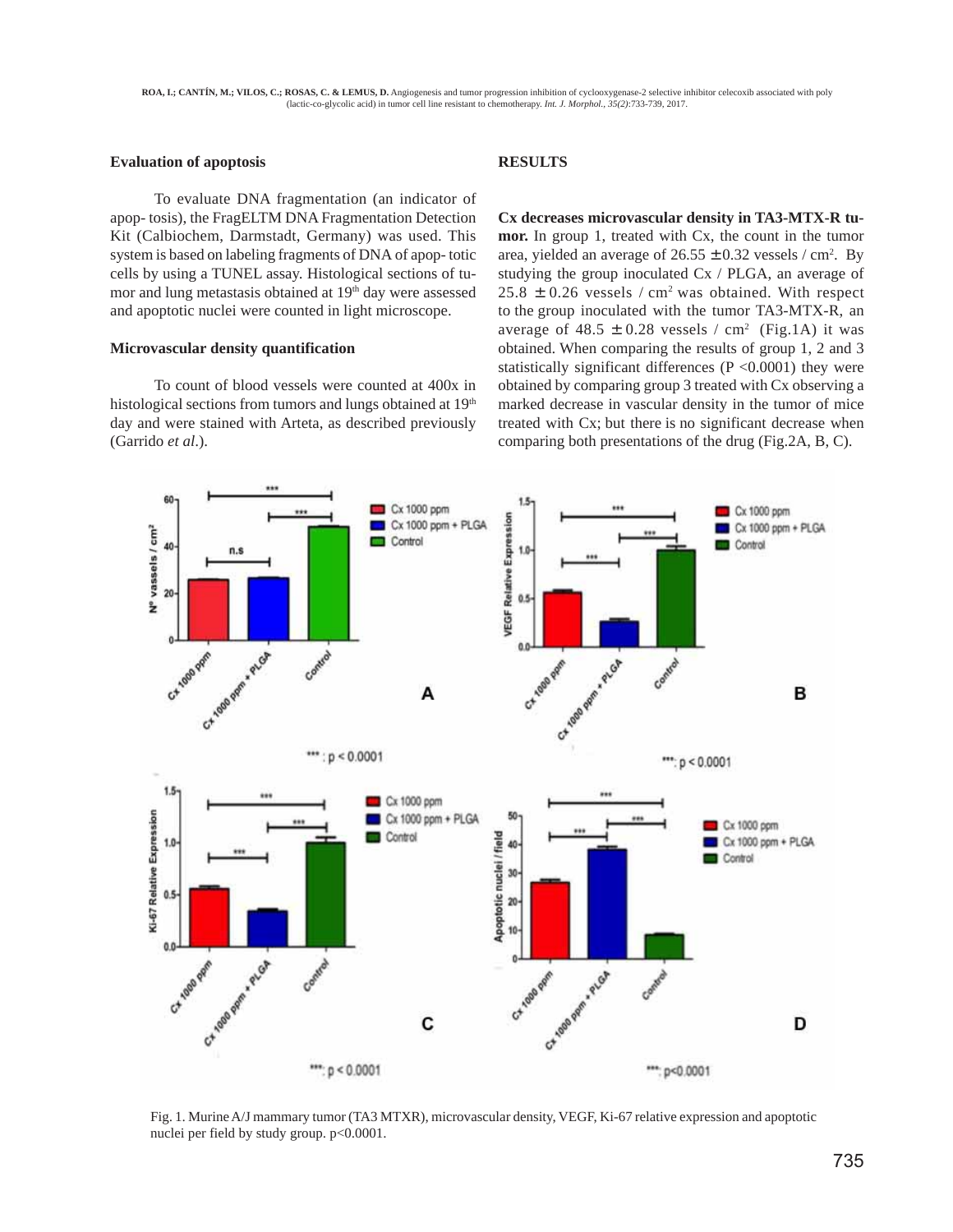### Evaluation of apoptosis

To evaluate DNA fragmentation (an indicator of apop- tosis), the FragELTM DNA Fragmentation Detection Kit (Calbiochem, Darmstadt, Germany) was used. This system is based on labeling fragments of DNA of apop- totic cells by using a TUNEL assay. Histological sections of tumor and lung metastasis obtained at 19th day were assessed and apoptotic nuclei were counted in light microscope.

### Microvascular density quantification

To count of blood vessels were counted at 400x in histological sections from tumors and lungs obtained at 19th day and were stained with Arteta, as described previously (Garrido *et al.*).

## RESULTS

**Cx decreases microvascular density in TA3-MTX-R tumor.** In group 1, treated with Cx, the count in the tumor area, yielded an average of 26.55 ± 0.32 vessels / $cm^2$. By studying the group inoculated Cx / PLGA, an average of 25.8 ± 0.26 vessels / $cm^2$ was obtained. With respect to the group inoculated with the tumor TA3-MTX-R, an average of 48.5 ± 0.28 vessels / $cm^2$ (Fig.1A) it was obtained. When comparing the results of group 1, 2 and 3 statistically significant differences ($P < 0.0001$) they were obtained by comparing group 3 treated with Cx observing a marked decrease in vascular density in the tumor of mice treated with Cx; but there is no significant decrease when comparing both presentations of the drug (Fig.2A, B, C).

Fig. 1. Murine A/J mammary tumor (TA3 MTXR), microvascular density, VEGF, Ki-67 relative expression and apoptotic nuclei per field by study group. p<0.0001.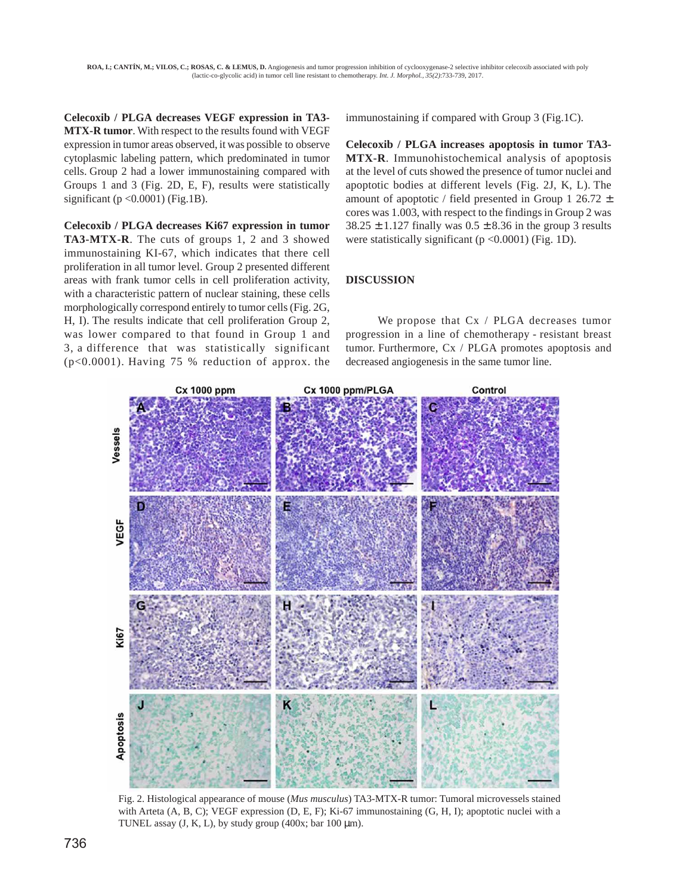**Celecoxib / PLGA decreases VEGF expression in TA3-MTX-R tumor**. With respect to the results found with VEGF expression in tumor areas observed, it was possible to observe cytoplasmic labeling pattern, which predominated in tumor cells. Group 2 had a lower immunostaining compared with Groups 1 and 3 (Fig. 2D, E, F), results were statistically significant ($p < 0.0001$) (Fig.1B).

**Celecoxib / PLGA decreases Ki67 expression in tumor TA3-MTX-R**. The cuts of groups 1, 2 and 3 showed immunostaining KI-67, which indicates that there cell proliferation in all tumor level. Group 2 presented different areas with frank tumor cells in cell proliferation activity, with a characteristic pattern of nuclear staining, these cells morphologically correspond entirely to tumor cells (Fig. 2G, H, I). The results indicate that cell proliferation Group 2, was lower compared to that found in Group 1 and 3, a difference that was statistically significant ($p<0.0001$). Having 75 % reduction of approx. the immunostaining if compared with Group 3 (Fig.1C).

**Celecoxib / PLGA increases apoptosis in tumor TA3-MTX-R**. Immunohistochemical analysis of apoptosis at the level of cuts showed the presence of tumor nuclei and apoptotic bodies at different levels (Fig. 2J, K, L). The amount of apoptotic / field presented in Group 1 26.72 $\pm$ cores was 1.003, with respect to the findings in Group 2 was 38.25 $\pm$ 1.127 finally was 0.5 $\pm$ 8.36 in the group 3 results were statistically significant ($p <0.0001$) (Fig. 1D).

## DISCUSSION

We propose that Cx / PLGA decreases tumor progression in a line of chemotherapy - resistant breast tumor. Furthermore, Cx / PLGA promotes apoptosis and decreased angiogenesis in the same tumor line.

Fig. 2. Histological appearance of mouse (*Mus musculus*) TA3-MTX-R tumor: Tumoral microvessels stained with Arteta (A, B, C); VEGF expression (D, E, F); Ki-67 immunostaining (G, H, I); apoptotic nuclei with a TUNEL assay (J, K, L), by study group (400x; bar 100 μm).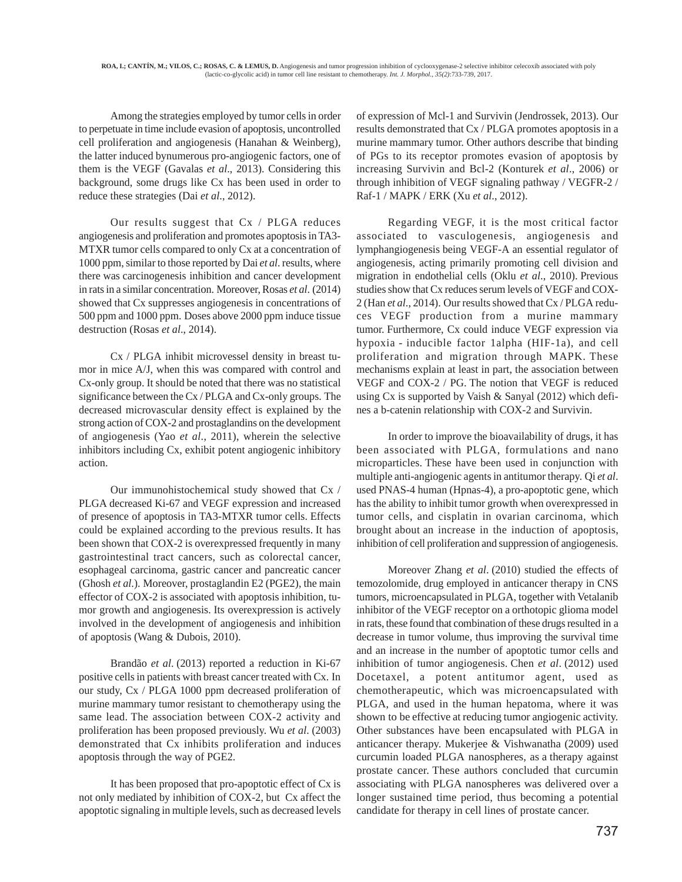Among the strategies employed by tumor cells in order to perpetuate in time include evasion of apoptosis, uncontrolled cell proliferation and angiogenesis (Hanahan & Weinberg), the latter induced bynumerous pro-angiogenic factors, one of them is the VEGF (Gavalas *et al*., 2013). Considering this background, some drugs like Cx has been used in order to reduce these strategies (Dai *et al*., 2012).

Our results suggest that Cx / PLGA reduces angiogenesis and proliferation and promotes apoptosis in TA3-MTXR tumor cells compared to only Cx at a concentration of 1000 ppm, similar to those reported by Dai *et al*. results, where there was carcinogenesis inhibition and cancer development in rats in a similar concentration. Moreover, Rosas *et al*. (2014) showed that Cx suppresses angiogenesis in concentrations of 500 ppm and 1000 ppm. Doses above 2000 ppm induce tissue destruction (Rosas *et al*., 2014).

Cx / PLGA inhibit microvessel density in breast tumor in mice A/J, when this was compared with control and Cx-only group. It should be noted that there was no statistical significance between the Cx / PLGA and Cx-only groups. The decreased microvascular density effect is explained by the strong action of COX-2 and prostaglandins on the development of angiogenesis (Yao *et al*., 2011), wherein the selective inhibitors including Cx, exhibit potent angiogenic inhibitory action.

Our immunohistochemical study showed that Cx / PLGA decreased Ki-67 and VEGF expression and increased of presence of apoptosis in TA3-MTXR tumor cells. Effects could be explained according to the previous results. It has been shown that COX-2 is overexpressed frequently in many gastrointestinal tract cancers, such as colorectal cancer, esophageal carcinoma, gastric cancer and pancreatic cancer (Ghosh *et al*.). Moreover, prostaglandin E2 (PGE2), the main effector of COX-2 is associated with apoptosis inhibition, tumor growth and angiogenesis. Its overexpression is actively involved in the development of angiogenesis and inhibition of apoptosis (Wang & Dubois, 2010).

Brandão *et al*. (2013) reported a reduction in Ki-67 positive cells in patients with breast cancer treated with Cx. In our study, Cx / PLGA 1000 ppm decreased proliferation of murine mammary tumor resistant to chemotherapy using the same lead. The association between COX-2 activity and proliferation has been proposed previously. Wu *et al*. (2003) demonstrated that Cx inhibits proliferation and induces apoptosis through the way of PGE2.

It has been proposed that pro-apoptotic effect of Cx is not only mediated by inhibition of COX-2, but Cx affect the apoptotic signaling in multiple levels, such as decreased levels of expression of Mcl-1 and Survivin (Jendrossek, 2013). Our results demonstrated that Cx / PLGA promotes apoptosis in a murine mammary tumor. Other authors describe that binding of PGs to its receptor promotes evasion of apoptosis by increasing Survivin and Bcl-2 (Konturek *et al*., 2006) or through inhibition of VEGF signaling pathway / VEGFR-2 / Raf-1 / MAPK / ERK (Xu *et al*., 2012).

Regarding VEGF, it is the most critical factor associated to vasculogenesis, angiogenesis and lymphangiogenesis being VEGF-A an essential regulator of angiogenesis, acting primarily promoting cell division and migration in endothelial cells (Oklu *et al*., 2010). Previous studies show that Cx reduces serum levels of VEGF and COX-2 (Han *et al*., 2014). Our results showed that Cx / PLGA reduces VEGF production from a murine mammary tumor. Furthermore, Cx could induce VEGF expression via hypoxia - inducible factor 1alpha (HIF-1a), and cell proliferation and migration through MAPK. These mechanisms explain at least in part, the association between VEGF and COX-2 / PG. The notion that VEGF is reduced using Cx is supported by Vaish & Sanyal (2012) which defines a b-catenin relationship with COX-2 and Survivin.

In order to improve the bioavailability of drugs, it has been associated with PLGA, formulations and nano microparticles. These have been used in conjunction with multiple anti-angiogenic agents in antitumor therapy. Qi *et al*. used PNAS-4 human (Hpnas-4), a pro-apoptotic gene, which has the ability to inhibit tumor growth when overexpressed in tumor cells, and cisplatin in ovarian carcinoma, which brought about an increase in the induction of apoptosis, inhibition of cell proliferation and suppression of angiogenesis.

Moreover Zhang *et al*. (2010) studied the effects of temozolomide, drug employed in anticancer therapy in CNS tumors, microencapsulated in PLGA, together with Vetalanib inhibitor of the VEGF receptor on a orthotopic glioma model in rats, these found that combination of these drugs resulted in a decrease in tumor volume, thus improving the survival time and an increase in the number of apoptotic tumor cells and inhibition of tumor angiogenesis. Chen *et al*. (2012) used Docetaxel, a potent antitumor agent, used as chemotherapeutic, which was microencapsulated with PLGA, and used in the human hepatoma, where it was shown to be effective at reducing tumor angiogenic activity. Other substances have been encapsulated with PLGA in anticancer therapy. Mukerjee & Vishwanatha (2009) used curcumin loaded PLGA nanospheres, as a therapy against prostate cancer. These authors concluded that curcumin associating with PLGA nanospheres was delivered over a longer sustained time period, thus becoming a potential candidate for therapy in cell lines of prostate cancer.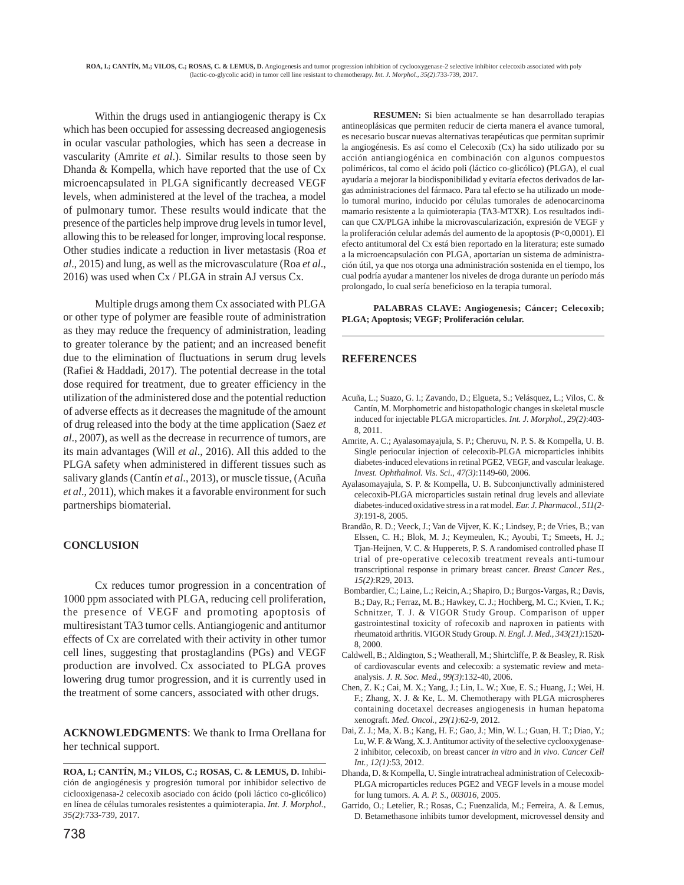Within the drugs used in antiangiogenic therapy is Cx which has been occupied for assessing decreased angiogenesis in ocular vascular pathologies, which has seen a decrease in vascularity (Amrite *et al*.). Similar results to those seen by Dhanda & Kompella, which have reported that the use of Cx microencapsulated in PLGA significantly decreased VEGF levels, when administered at the level of the trachea, a model of pulmonary tumor. These results would indicate that the presence of the particles help improve drug levels in tumor level, allowing this to be released for longer, improving local response. Other studies indicate a reduction in liver metastasis (Roa *et al*., 2015) and lung, as well as the microvasculature (Roa *et al*., 2016) was used when Cx / PLGA in strain AJ versus Cx.

Multiple drugs among them Cx associated with PLGA or other type of polymer are feasible route of administration as they may reduce the frequency of administration, leading to greater tolerance by the patient; and an increased benefit due to the elimination of fluctuations in serum drug levels (Rafiei & Haddadi, 2017). The potential decrease in the total dose required for treatment, due to greater efficiency in the utilization of the administered dose and the potential reduction of adverse effects as it decreases the magnitude of the amount of drug released into the body at the time application (Saez *et al*., 2007), as well as the decrease in recurrence of tumors, are its main advantages (Will *et al*., 2016). All this added to the PLGA safety when administered in different tissues such as salivary glands (Cantín *et al*., 2013), or muscle tissue, (Acuña *et al*., 2011), which makes it a favorable environment for such partnerships biomaterial.

## CONCLUSION

Cx reduces tumor progression in a concentration of 1000 ppm associated with PLGA, reducing cell proliferation, the presence of VEGF and promoting apoptosis of multiresistant TA3 tumor cells. Antiangiogenic and antitumor effects of Cx are correlated with their activity in other tumor cell lines, suggesting that prostaglandins (PGs) and VEGF production are involved. Cx associated to PLGA proves lowering drug tumor progression, and it is currently used in the treatment of some cancers, associated with other drugs.

**ACKNOWLEDGMENTS**: We thank to Irma Orellana for her technical support.

**ROA, I.; CANTÍN, M.; VILOS, C.; ROSAS, C. & LEMUS, D.** Inhibición de angiogénesis y progresión tumoral por inhibidor selectivo de ciclooxigenasa-2 celecoxib asociado con ácido (poli láctico co-glicólico) en línea de células tumorales resistentes a quimioterapia. *Int. J. Morphol., 35(2)*:733-739, 2017.

**RESUMEN:** Si bien actualmente se han desarrollado terapias antineoplásicas que permiten reducir de cierta manera el avance tumoral, es necesario buscar nuevas alternativas terapéuticas que permitan suprimir la angiogénesis. Es así como el Celecoxib (Cx) ha sido utilizado por su acción antiangiogénica en combinación con algunos compuestos poliméricos, tal como el ácido poli (láctico co-glicólico) (PLGA), el cual ayudaría a mejorar la biodisponibilidad y evitaría efectos derivados de largas administraciones del fármaco. Para tal efecto se ha utilizado un modelo tumoral murino, inducido por células tumorales de adenocarcinoma mamario resistente a la quimioterapia (TA3-MTXR). Los resultados indican que CX/PLGA inhibe la microvascularización, expresión de VEGF y la proliferación celular además del aumento de la apoptosis (P<0,0001). El efecto antitumoral del Cx está bien reportado en la literatura; este sumado a la microencapsulación con PLGA, aportarían un sistema de administración útil, ya que nos otorga una administración sostenida en el tiempo, los cual podría ayudar a mantener los niveles de droga durante un período más prolongado, lo cual sería beneficioso en la terapia tumoral.

**PALABRAS CLAVE: Angiogenesis; Cáncer; Celecoxib; PLGA; Apoptosis; VEGF; Proliferación celular.**

## REFERENCES

Acuña, L.; Suazo, G. I.; Zavando, D.; Elgueta, S.; Velásquez, L.; Vilos, C. & Cantín, M. Morphometric and histopathologic changes in skeletal muscle induced for injectable PLGA microparticles. *Int. J. Morphol., 29(2)*:403-8, 2011.

Amrite, A. C.; Ayalasomayajula, S. P.; Cheruvu, N. P. S. & Kompella, U. B. Single periocular injection of celecoxib-PLGA microparticles inhibits diabetes-induced elevations in retinal PGE2, VEGF, and vascular leakage. *Invest. Ophthalmol. Vis. Sci., 47(3)*:1149-60, 2006.

Ayalasomayajula, S. P. & Kompella, U. B. Subconjunctivally administered celecoxib-PLGA microparticles sustain retinal drug levels and alleviate diabetes-induced oxidative stress in a rat model. *Eur. J. Pharmacol., 511(2-3)*:191-8, 2005.

Brandão, R. D.; Veeck, J.; Van de Vijver, K. K.; Lindsey, P.; de Vries, B.; van Elssen, C. H.; Blok, M. J.; Keymeulen, K.; Ayoubi, T.; Smeets, H. J.; Tjan-Heijnen, V. C. & Hupperets, P. S. A randomised controlled phase II trial of pre-operative celecoxib treatment reveals anti-tumour transcriptional response in primary breast cancer. *Breast Cancer Res., 15(2)*:R29, 2013.

Bombardier, C.; Laine, L.; Reicin, A.; Shapiro, D.; Burgos-Vargas, R.; Davis, B.; Day, R.; Ferraz, M. B.; Hawkey, C. J.; Hochberg, M. C.; Kvien, T. K.; Schnitzer, T. J. & VIGOR Study Group. Comparison of upper gastrointestinal toxicity of rofecoxib and naproxen in patients with rheumatoid arthritis. VIGOR Study Group. *N. Engl. J. Med., 343(21)*:1520-8, 2000.

Caldwell, B.; Aldington, S.; Weatherall, M.; Shirtcliffe, P. & Beasley, R. Risk of cardiovascular events and celecoxib: a systematic review and meta-analysis. *J. R. Soc. Med., 99(3)*:132-40, 2006.

Chen, Z. K.; Cai, M. X.; Yang, J.; Lin, L. W.; Xue, E. S.; Huang, J.; Wei, H. F.; Zhang, X. J. & Ke, L. M. Chemotherapy with PLGA microspheres containing docetaxel decreases angiogenesis in human hepatoma xenograft. *Med. Oncol., 29(1)*:62-9, 2012.

Dai, Z. J.; Ma, X. B.; Kang, H. F.; Gao, J.; Min, W. L.; Guan, H. T.; Diao, Y.; Lu, W. F. & Wang, X. J. Antitumor activity of the selective cyclooxygenase-2 inhibitor, celecoxib, on breast cancer *in vitro* and *in vivo. Cancer Cell Int., 12(1)*:53, 2012.

Dhanda, D. & Kompella, U. Single intratracheal administration of Celecoxib-PLGA microparticles reduces PGE2 and VEGF levels in a mouse model for lung tumors. *A. A. P. S., 003016*, 2005.

Garrido, O.; Letelier, R.; Rosas, C.; Fuenzalida, M.; Ferreira, A. & Lemus, D. Betamethasone inhibits tumor development, microvessel density and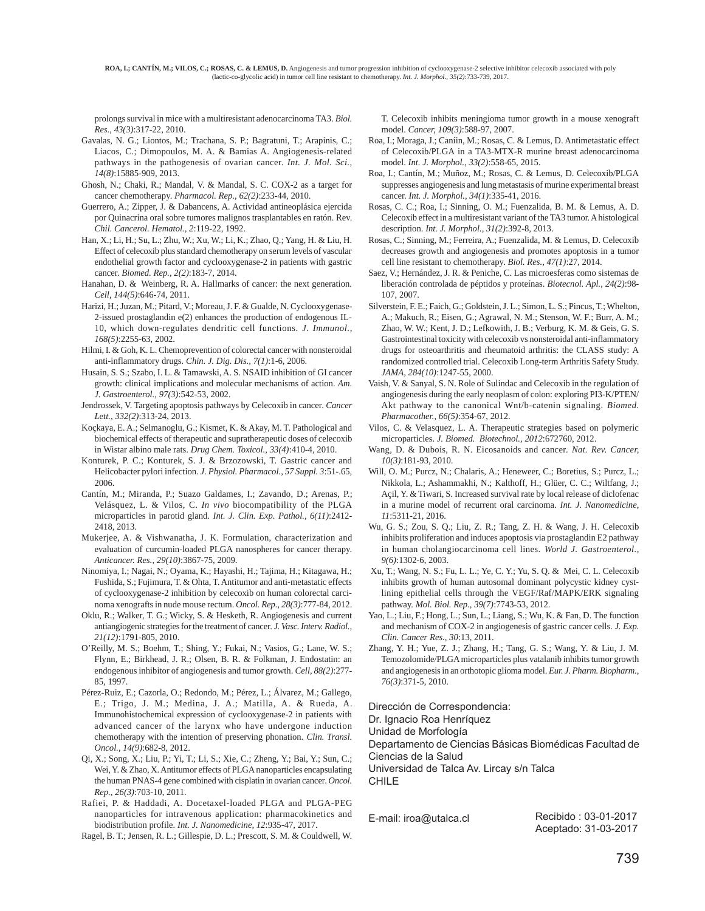prolongs survival in mice with a multiresistant adenocarcinoma TA3. *Biol. Res., 43(3)*:317-22, 2010.

Gavalas, N. G.; Liontos, M.; Trachana, S. P.; Bagratuni, T.; Arapinis, C.; Liacos, C.; Dimopoulos, M. A. & Bamias A. Angiogenesis-related pathways in the pathogenesis of ovarian cancer. *Int. J. Mol. Sci., 14(8)*:15885-909, 2013.

Ghosh, N.; Chaki, R.; Mandal, V. & Mandal, S. C. COX-2 as a target for cancer chemotherapy. *Pharmacol. Rep., 62(2)*:233-44, 2010.

Guerrero, A.; Zipper, J. & Dabancens, A. Actividad antineoplásica ejercida por Quinacrina oral sobre tumores malignos trasplantables en ratón. Rev. *Chil. Cancerol. Hematol., 2*:119-22, 1992.

Han, X.; Li, H.; Su, L.; Zhu, W.; Xu, W.; Li, K.; Zhao, Q.; Yang, H. & Liu, H. Effect of celecoxib plus standard chemotherapy on serum levels of vascular endothelial growth factor and cyclooxygenase-2 in patients with gastric cancer. *Biomed. Rep., 2(2)*:183-7, 2014.

Hanahan, D. & Weinberg, R. A. Hallmarks of cancer: the next generation. *Cell, 144(5)*:646-74, 2011.

Harizi, H.; Juzan, M.; Pitard, V.; Moreau, J. F. & Gualde, N. Cyclooxygenase-2-issued prostaglandin e(2) enhances the production of endogenous IL-10, which down-regulates dendritic cell functions. *J. Immunol., 168(5)*:2255-63, 2002.

Hilmi, I. & Goh, K. L. Chemoprevention of colorectal cancer with nonsteroidal anti-inflammatory drugs. *Chin. J. Dig. Dis., 7(1)*:1-6, 2006.

Husain, S. S.; Szabo, I. L. & Tamawski, A. S. NSAID inhibition of GI cancer growth: clinical implications and molecular mechanisms of action. *Am. J. Gastroenterol., 97(3)*:542-53, 2002.

Jendrossek, V. Targeting apoptosis pathways by Celecoxib in cancer. *Cancer Lett., 332(2)*:313-24, 2013.

Koçkaya, E. A.; Selmanoglu, G.; Kismet, K. & Akay, M. T. Pathological and biochemical effects of therapeutic and supratherapeutic doses of celecoxib in Wistar albino male rats. *Drug Chem. Toxicol., 33(4)*:410-4, 2010.

Konturek, P. C.; Konturek, S. J. & Brzozowski, T. Gastric cancer and Helicobacter pylori infection. *J. Physiol. Pharmacol., 57 Suppl. 3*:51-.65, 2006.

Cantín, M.; Miranda, P.; Suazo Galdames, I.; Zavando, D.; Arenas, P.; Velásquez, L. & Vilos, C. *In vivo* biocompatibility of the PLGA microparticles in parotid gland. *Int. J. Clin. Exp. Pathol., 6(11)*:2412-2418, 2013.

Mukerjee, A. & Vishwanatha, J. K. Formulation, characterization and evaluation of curcumin-loaded PLGA nanospheres for cancer therapy. *Anticancer. Res., 29(10)*:3867-75, 2009.

Ninomiya, I.; Nagai, N.; Oyama, K.; Hayashi, H.; Tajima, H.; Kitagawa, H.; Fushida, S.; Fujimura, T. & Ohta, T. Antitumor and anti-metastatic effects of cyclooxygenase-2 inhibition by celecoxib on human colorectal carcinoma xenografts in nude mouse rectum. *Oncol. Rep., 28(3)*:777-84, 2012.

Oklu, R.; Walker, T. G.; Wicky, S. & Hesketh, R. Angiogenesis and current antiangiogenic strategies for the treatment of cancer. *J. Vasc. Interv. Radiol., 21(12)*:1791-805, 2010.

O'Reilly, M. S.; Boehm, T.; Shing, Y.; Fukai, N.; Vasios, G.; Lane, W. S.; Flynn, E.; Birkhead, J. R.; Olsen, B. R. & Folkman, J. Endostatin: an endogenous inhibitor of angiogenesis and tumor growth. *Cell, 88(2)*:277-85, 1997.

Pérez-Ruiz, E.; Cazorla, O.; Redondo, M.; Pérez, L.; Álvarez, M.; Gallego, E.; Trigo, J. M.; Medina, J. A.; Matilla, A. & Rueda, A. Immunohistochemical expression of cyclooxygenase-2 in patients with advanced cancer of the larynx who have undergone induction chemotherapy with the intention of preserving phonation. *Clin. Transl. Oncol., 14(9)*:682-8, 2012.

Qi, X.; Song, X.; Liu, P.; Yi, T.; Li, S.; Xie, C.; Zheng, Y.; Bai, Y.; Sun, C.; Wei, Y. & Zhao, X. Antitumor effects of PLGA nanoparticles encapsulating the human PNAS-4 gene combined with cisplatin in ovarian cancer. *Oncol. Rep., 26(3)*:703-10, 2011.

Rafiei, P. & Haddadi, A. Docetaxel-loaded PLGA and PLGA-PEG nanoparticles for intravenous application: pharmacokinetics and biodistribution profile. *Int. J. Nanomedicine, 12*:935-47, 2017.

Ragel, B. T.; Jensen, R. L.; Gillespie, D. L.; Prescott, S. M. & Couldwell, W. T. Celecoxib inhibits meningioma tumor growth in a mouse xenograft model. *Cancer, 109(3)*:588-97, 2007.

Roa, I.; Moraga, J.; Canín, M.; Rosas, C. & Lemus, D. Antimetastatic effect of Celecoxib/PLGA in a TA3-MTX-R murine breast adenocarcinoma model. *Int. J. Morphol., 33(2)*:558-65, 2015.

Roa, I.; Cantín, M.; Muñoz, M.; Rosas, C. & Lemus, D. Celecoxib/PLGA suppresses angiogenesis and lung metastasis of murine experimental breast cancer. *Int. J. Morphol., 34(1)*:335-41, 2016.

Rosas, C. C.; Roa, I.; Sinning, O. M.; Fuenzalida, B. M. & Lemus, A. D. Celecoxib effect in a multiresistant variant of the TA3 tumor. A histological description. *Int. J. Morphol., 31(2)*:392-8, 2013.

Rosas, C.; Sinning, M.; Ferreira, A.; Fuenzalida, M. & Lemus, D. Celecoxib decreases growth and angiogenesis and promotes apoptosis in a tumor cell line resistant to chemotherapy. *Biol. Res., 47(1)*:27, 2014.

Saez, V.; Hernández, J. R. & Peniche, C. Las microesferas como sistemas de liberación controlada de péptidos y proteínas. *Biotecnol. Apl., 24(2)*:98-107, 2007.

Silverstein, F. E.; Faich, G.; Goldstein, J. L.; Simon, L. S.; Pincus, T.; Whelton, A.; Makuch, R.; Eisen, G.; Agrawal, N. M.; Stenson, W. F.; Burr, A. M.; Zhao, W. W.; Kent, J. D.; Lefkowith, J. B.; Verburg, K. M. & Geis, G. S. Gastrointestinal toxicity with celecoxib vs nonsteroidal anti-inflammatory drugs for osteoarthritis and rheumatoid arthritis: the CLASS study: A randomized controlled trial. Celecoxib Long-term Arthritis Safety Study. *JAMA, 284(10)*:1247-55, 2000.

Vaish, V. & Sanyal, S. N. Role of Sulindac and Celecoxib in the regulation of angiogenesis during the early neoplasm of colon: exploring PI3-K/PTEN/Akt pathway to the canonical Wnt/b-catenin signaling. *Biomed. Pharmacother., 66(5)*:354-67, 2012.

Vilos, C. & Velasquez, L. A. Therapeutic strategies based on polymeric microparticles. *J. Biomed. Biotechnol., 2012*:672760, 2012.

Wang, D. & Dubois, R. N. Eicosanoids and cancer. *Nat. Rev. Cancer, 10(3)*:181-93, 2010.

Will, O. M.; Purcz, N.; Chalaris, A.; Heneweer, C.; Boretius, S.; Purcz, L.; Nikkola, L.; Ashammakhi, N.; Kalthoff, H.; Glüer, C. C.; Wiltfang, J.; Açil, Y. & Tiwari, S. Increased survival rate by local release of diclofenac in a murine model of recurrent oral carcinoma. *Int. J. Nanomedicine, 11*:5311-21, 2016.

Wu, G. S.; Zou, S. Q.; Liu, Z. R.; Tang, Z. H. & Wang, J. H. Celecoxib inhibits proliferation and induces apoptosis via prostaglandin E2 pathway in human cholangiocarcinoma cell lines. *World J. Gastroenterol., 9(6)*:1302-6, 2003.

Xu, T.; Wang, N. S.; Fu, L. L.; Ye, C. Y.; Yu, S. Q. & Mei, C. L. Celecoxib inhibits growth of human autosomal dominant polycystic kidney cyst-lining epithelial cells through the VEGF/Raf/MAPK/ERK signaling pathway. *Mol. Biol. Rep., 39(7)*:7743-53, 2012.

Yao, L.; Liu, F.; Hong, L.; Sun, L.; Liang, S.; Wu, K. & Fan, D. The function and mechanism of COX-2 in angiogenesis of gastric cancer cells. *J. Exp. Clin. Cancer Res., 30*:13, 2011.

Zhang, Y. H.; Yue, Z. J.; Zhang, H.; Tang, G. S.; Wang, Y. & Liu, J. M. Temozolomide/PLGA microparticles plus vatalanib inhibits tumor growth and angiogenesis in an orthotopic glioma model. *Eur. J. Pharm. Biopharm., 76(3)*:371-5, 2010.

Dirección de Correspondencia:
Dr. Ignacio Roa Henríquez
Unidad de Morfología
Departamento de Ciencias Básicas Biomédicas Facultad de Ciencias de la Salud
Universidad de Talca Av. Lircay s/n Talca
CHILE

E-mail: iroa@utalca.cl

Recibido : 03-01-2017
Aceptado: 31-03-2017